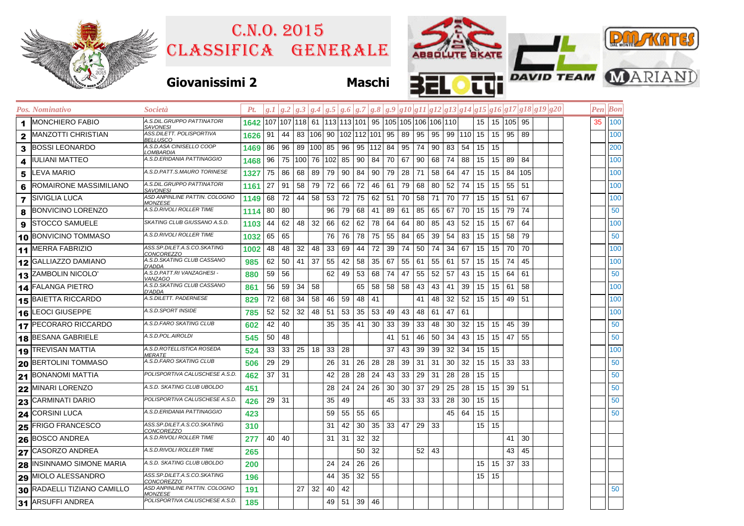# C.N.O. 2015
# CLASSIFICA GENERALE

**Giovanissimi 2** **Maschi**

| Pos. | Nominativo | Società | Pt. | g.1 | g.2 | g.3 | g.4 | g.5 | g.6 | g.7 | g.8 | g.9 | g10 | g11 | g12 | g13 | g14 | g15 | g16 | g17 | g18 | g19 | g20 | Pen | Bon |
|---|---|---|---|---|---|---|---|---|---|---|---|---|---|---|---|---|---|---|---|---|---|---|---|---|---|
| 1 | MONCHIERO FABIO | A.S.DIL.GRUPPO PATTINATORI SAVONESI | 1642 | 107 | 107 | 118 | 61 | 113 | 113 | 101 | 95 | 105 | 105 | 106 | 106 | 110 | | 15 | 15 | 105 | 95 | | | 35 | 100 |
| 2 | MANZOTTI CHRISTIAN | ASS.DILETT. POLISPORTIVA BELLUSCO | 1626 | 91 | 44 | 83 | 106 | 90 | 102 | 112 | 101 | 95 | 89 | 95 | 95 | 99 | 110 | 15 | 15 | 95 | 89 | | | | 100 |
| 3 | BOSSI LEONARDO | A.S.D.ASA CINISELLO COOP LOMBARDIA | 1469 | 86 | 96 | 89 | 100 | 85 | 96 | 95 | 112 | 84 | 95 | 74 | 90 | 83 | 54 | 15 | 15 | | | | | | 200 |
| 4 | IULIANI MATTEO | A.S.D.ERIDANIA PATTINAGGIO | 1468 | 96 | 75 | 100 | 76 | 102 | 85 | 90 | 84 | 70 | 67 | 90 | 68 | 74 | 88 | 15 | 15 | 89 | 84 | | | | 100 |
| 5 | LEVA MARIO | A.S.D.PATT.S.MAURO TORINESE | 1327 | 75 | 86 | 68 | 89 | 79 | 90 | 84 | 90 | 79 | 28 | 71 | 58 | 64 | 47 | 15 | 15 | 84 | 105 | | | | 100 |
| 6 | ROMAIRONE MASSIMILIANO | A.S.DIL.GRUPPO PATTINATORI SAVONESI | 1161 | 27 | 91 | 58 | 79 | 72 | 66 | 72 | 46 | 61 | 79 | 68 | 80 | 52 | 74 | 15 | 15 | 55 | 51 | | | | 100 |
| 7 | SIVIGLIA LUCA | ASD ANPINLINE PATTIN. COLOGNO MONZESE | 1149 | 68 | 72 | 44 | 58 | 53 | 72 | 75 | 62 | 51 | 70 | 58 | 71 | 70 | 77 | 15 | 15 | 51 | 67 | | | | 100 |
| 8 | BONVICINO LORENZO | A.S.D.RIVOLI ROLLER TIME | 1114 | 80 | 80 | | | 96 | 79 | 68 | 41 | 89 | 61 | 85 | 65 | 67 | 70 | 15 | 15 | 79 | 74 | | | | 50 |
| 9 | STOCCO SAMUELE | SKATING CLUB GIUSSANO A.S.D. | 1103 | 44 | 62 | 48 | 32 | 66 | 62 | 62 | 78 | 64 | 64 | 80 | 85 | 43 | 52 | 15 | 15 | 67 | 64 | | | | 100 |
| 10 | BONVICINO TOMMASO | A.S.D.RIVOLI ROLLER TIME | 1032 | 65 | 65 | | | 76 | 76 | 78 | 75 | 55 | 84 | 65 | 39 | 54 | 83 | 15 | 15 | 58 | 79 | | | | 50 |
| 11 | MERRA FABRIZIO | ASS.SP.DILET.A.S.CO.SKATING CONCOREZZO | 1002 | 48 | 48 | 32 | 48 | 33 | 69 | 44 | 72 | 39 | 74 | 50 | 74 | 34 | 67 | 15 | 15 | 70 | 70 | | | | 100 |
| 12 | GALLIAZZO DAMIANO | A.S.D.SKATING CLUB CASSANO D'ADDA | 985 | 62 | 50 | 41 | 37 | 55 | 42 | 58 | 35 | 67 | 55 | 61 | 55 | 61 | 57 | 15 | 15 | 74 | 45 | | | | 100 |
| 13 | ZAMBOLIN NICOLO' | A.S.D.PATT.RI VANZAGHESI - VANZAGO | 880 | 59 | 56 | | | 62 | 49 | 53 | 68 | 74 | 47 | 55 | 52 | 57 | 43 | 15 | 15 | 64 | 61 | | | | 50 |
| 14 | FALANGA PIETRO | A.S.D.SKATING CLUB CASSANO D'ADDA | 861 | 56 | 59 | 34 | 58 | | | 65 | 58 | 58 | 58 | 43 | 43 | 41 | 39 | 15 | 15 | 61 | 58 | | | | 100 |
| 15 | BAIETTA RICCARDO | A.S.DILETT. PADERNESE | 829 | 72 | 68 | 34 | 58 | 46 | 59 | 48 | 41 | | | 41 | 48 | 32 | 52 | 15 | 15 | 49 | 51 | | | | 100 |
| 16 | LEOCI GIUSEPPE | A.S.D.SPORT INSIDE | 785 | 52 | 52 | 32 | 48 | 51 | 53 | 35 | 53 | 49 | 43 | 48 | 61 | 47 | 61 | | | | | | | | 100 |
| 17 | PECORARO RICCARDO | A.S.D.FARO SKATING CLUB | 602 | 42 | 40 | | | 35 | 35 | 41 | 30 | 33 | 39 | 33 | 48 | 30 | 32 | 15 | 15 | 45 | 39 | | | | 50 |
| 18 | BESANA GABRIELE | A.S.D.POL.AIROLDI | 545 | 50 | 48 | | | | | | | 41 | 51 | 46 | 50 | 34 | 43 | 15 | 15 | 47 | 55 | | | | 50 |
| 19 | TREVISAN MATTIA | A.S.D.ROTELLISTICA ROSEDA MERATE | 524 | 33 | 33 | 25 | 18 | 33 | 28 | | | 37 | 43 | 39 | 39 | 32 | 34 | 15 | 15 | | | | | | 100 |
| 20 | BERTOLINI TOMMASO | A.S.D.FARO SKATING CLUB | 506 | 29 | 29 | | | 26 | 31 | 26 | 28 | 28 | 39 | 31 | 31 | 30 | 32 | 15 | 15 | 33 | 33 | | | | 50 |
| 21 | BONANOMI MATTIA | POLISPORTIVA CALUSCHESE A.S.D. | 462 | 37 | 31 | | | 42 | 28 | 28 | 24 | 43 | 33 | 29 | 31 | 28 | 28 | 15 | 15 | | | | | | 50 |
| 22 | MINARI LORENZO | A.S.D. SKATING CLUB UBOLDO | 451 | | | | | 28 | 24 | 24 | 26 | 30 | 30 | 37 | 29 | 25 | 28 | 15 | 15 | 39 | 51 | | | | 50 |
| 23 | CARMINATI DARIO | POLISPORTIVA CALUSCHESE A.S.D. | 426 | 29 | 31 | | | 35 | 49 | | | 45 | 33 | 33 | 33 | 28 | 30 | 15 | 15 | | | | | | 50 |
| 24 | CORSINI LUCA | A.S.D.ERIDANIA PATTINAGGIO | 423 | | | | | 59 | 55 | 55 | 65 | | | | | 45 | 64 | 15 | 15 | | | | | | 50 |
| 25 | FRIGO FRANCESCO | ASS.SP.DILET.A.S.CO.SKATING CONCOREZZO | 310 | | | | | 31 | 42 | 30 | 35 | 33 | 47 | 29 | 33 | | | 15 | 15 | | | | | | |
| 26 | BOSCO ANDREA | A.S.D.RIVOLI ROLLER TIME | 277 | 40 | 40 | | | 31 | 31 | 32 | 32 | | | | | | | | | 41 | 30 | | | | |
| 27 | CASORZO ANDREA | A.S.D.RIVOLI ROLLER TIME | 265 | | | | | | | 50 | 32 | | | 52 | 43 | | | | | 43 | 45 | | | | |
| 28 | INSINNAMO SIMONE MARIA | A.S.D. SKATING CLUB UBOLDO | 200 | | | | | 24 | 24 | 26 | 26 | | | | | | | 15 | 15 | 37 | 33 | | | | |
| 29 | MIOLO ALESSANDRO | ASS.SP.DILET.A.S.CO.SKATING CONCOREZZO | 196 | | | | | 44 | 35 | 32 | 55 | | | | | | | 15 | 15 | | | | | | |
| 30 | RADAELLI TIZIANO CAMILLO | ASD ANPINLINE PATTIN. COLOGNO MONZESE | 191 | | | 27 | 32 | 40 | 42 | | | | | | | | | | | | | | | | 50 |
| 31 | ARSUFFI ANDREA | POLISPORTIVA CALUSCHESE A.S.D. | 185 | | | | | 49 | 51 | 39 | 46 | | | | | | | | | | | | | | |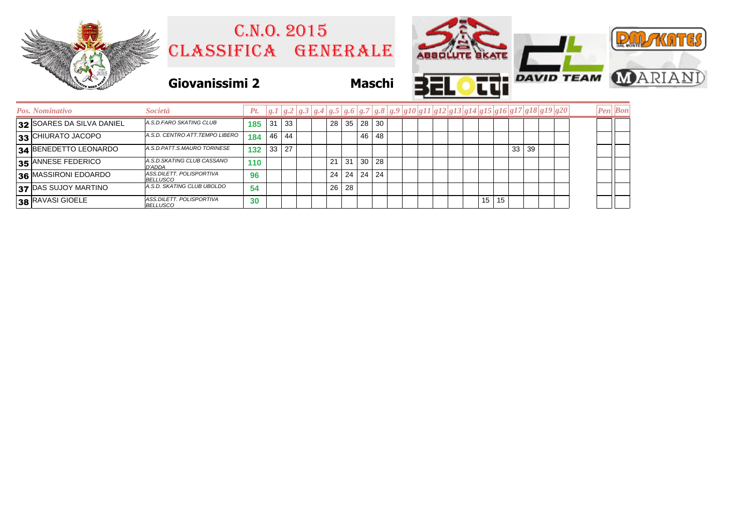# C.N.O. 2015
# CLASSIFICA GENERALE

**Giovanissimi 2** **Maschi**

| Pos. | Nominativo | Società | Pt. | g.1 | g.2 | g.3 | g.4 | g.5 | g.6 | g.7 | g.8 | g.9 | g10 | g11 | g12 | g13 | g14 | g15 | g16 | g17 | g18 | g19 | g20 | Pen | Bon |
|---|---|---|---|---|---|---|---|---|---|---|---|---|---|---|---|---|---|---|---|---|---|---|---|---|---|
| 32 | SOARES DA SILVA DANIEL | A.S.D.FARO SKATING CLUB | 185 | 31 | 33 | | | 28 | 35 | 28 | 30 | | | | | | | | | | | | | | |
| 33 | CHIURATO JACOPO | A.S.D. CENTRO ATT.TEMPO LIBERO | 184 | 46 | 44 | | | | | 46 | 48 | | | | | | | | | | | | | | |
| 34 | BENEDETTO LEONARDO | A.S.D.PATT.S.MAURO TORINESE | 132 | 33 | 27 | | | | | | | | | | | | | | | 33 | 39 | | | | |
| 35 | ANNESE FEDERICO | A.S.D.SKATING CLUB CASSANO D'ADDA | 110 | | | | | 21 | 31 | 30 | 28 | | | | | | | | | | | | | | |
| 36 | MASSIRONI EDOARDO | ASS.DILETT. POLISPORTIVA BELLUSCO | 96 | | | | | 24 | 24 | 24 | 24 | | | | | | | | | | | | | | |
| 37 | DAS SUJOY MARTINO | A.S.D. SKATING CLUB UBOLDO | 54 | | | | | 26 | 28 | | | | | | | | | | | | | | | | |
| 38 | RAVASI GIOELE | ASS.DILETT. POLISPORTIVA BELLUSCO | 30 | | | | | | | | | | | | | | | 15 | 15 | | | | | | |